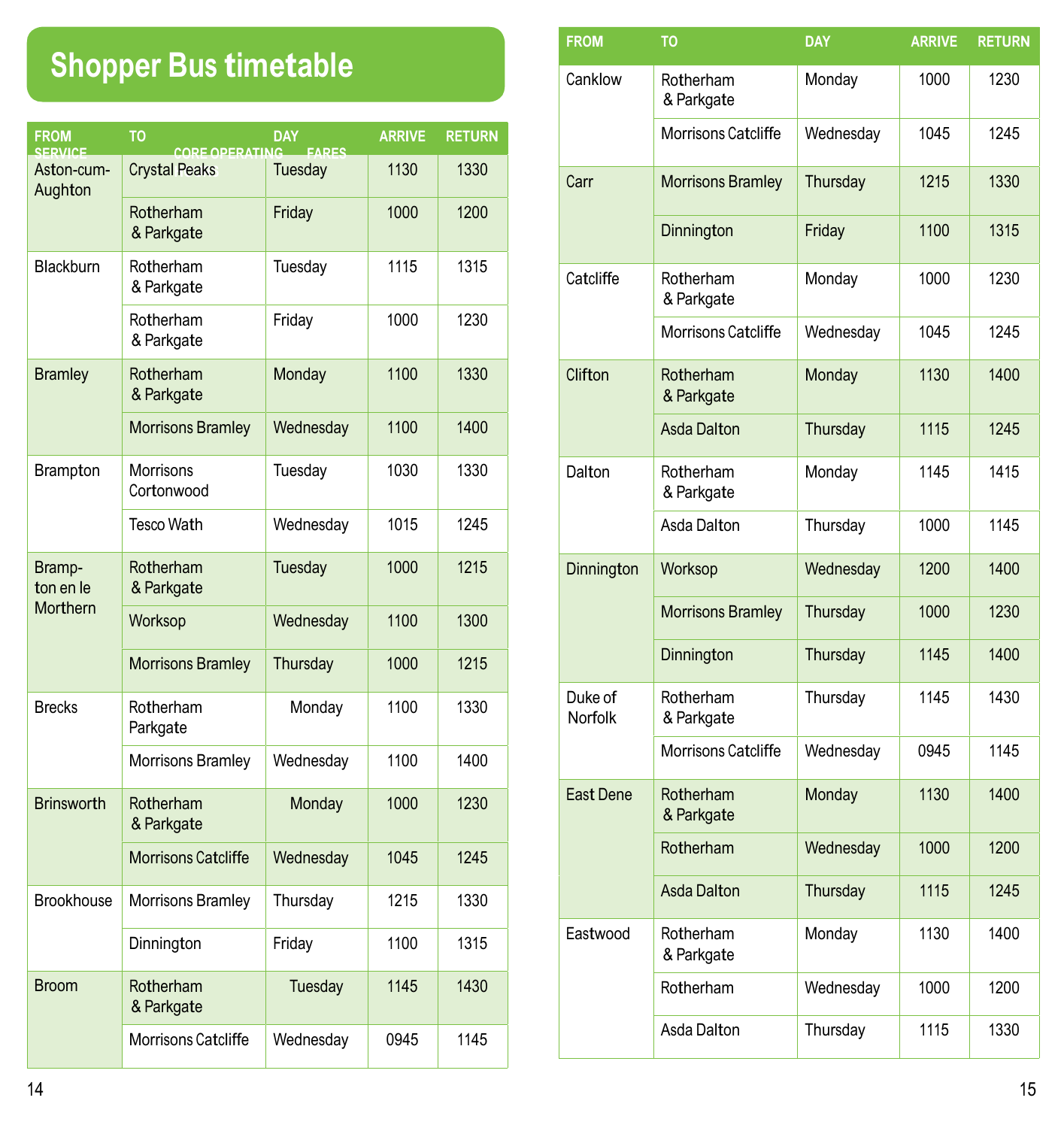# Shopper Bus timetable

| FROM | TO | DAY | ARRIVE | RETURN |
|---|---|---|---|---|
| Aston-cum-Aughton | Crystal Peaks | Tuesday | 1130 | 1330 |
| | Rotherham & Parkgate | Friday | 1000 | 1200 |
| Blackburn | Rotherham & Parkgate | Tuesday | 1115 | 1315 |
| | Rotherham & Parkgate | Friday | 1000 | 1230 |
| Bramley | Rotherham & Parkgate | Monday | 1100 | 1330 |
| | Morrisons Bramley | Wednesday | 1100 | 1400 |
| Brampton | Morrisons Cortonwood | Tuesday | 1030 | 1330 |
| | Tesco Wath | Wednesday | 1015 | 1245 |
| Brampton en le Morthern | Rotherham & Parkgate | Tuesday | 1000 | 1215 |
| | Worksop | Wednesday | 1100 | 1300 |
| | Morrisons Bramley | Thursday | 1000 | 1215 |
| Brecks | Rotherham Parkgate | Monday | 1100 | 1330 |
| | Morrisons Bramley | Wednesday | 1100 | 1400 |
| Brinsworth | Rotherham & Parkgate | Monday | 1000 | 1230 |
| | Morrisons Catcliffe | Wednesday | 1045 | 1245 |
| Brookhouse | Morrisons Bramley | Thursday | 1215 | 1330 |
| | Dinnington | Friday | 1100 | 1315 |
| Broom | Rotherham & Parkgate | Tuesday | 1145 | 1430 |
| | Morrisons Catcliffe | Wednesday | 0945 | 1145 |

| FROM | TO | DAY | ARRIVE | RETURN |
|---|---|---|---|---|
| Canklow | Rotherham & Parkgate | Monday | 1000 | 1230 |
| | Morrisons Catcliffe | Wednesday | 1045 | 1245 |
| Carr | Morrisons Bramley | Thursday | 1215 | 1330 |
| | Dinnington | Friday | 1100 | 1315 |
| Catcliffe | Rotherham & Parkgate | Monday | 1000 | 1230 |
| | Morrisons Catcliffe | Wednesday | 1045 | 1245 |
| Clifton | Rotherham & Parkgate | Monday | 1130 | 1400 |
| | Asda Dalton | Thursday | 1115 | 1245 |
| Dalton | Rotherham & Parkgate | Monday | 1145 | 1415 |
| | Asda Dalton | Thursday | 1000 | 1145 |
| Dinnington | Worksop | Wednesday | 1200 | 1400 |
| | Morrisons Bramley | Thursday | 1000 | 1230 |
| | Dinnington | Thursday | 1145 | 1400 |
| Duke of Norfolk | Rotherham & Parkgate | Thursday | 1145 | 1430 |
| | Morrisons Catcliffe | Wednesday | 0945 | 1145 |
| East Dene | Rotherham & Parkgate | Monday | 1130 | 1400 |
| | Rotherham | Wednesday | 1000 | 1200 |
| | Asda Dalton | Thursday | 1115 | 1245 |
| Eastwood | Rotherham & Parkgate | Monday | 1130 | 1400 |
| | Rotherham | Wednesday | 1000 | 1200 |
| | Asda Dalton | Thursday | 1115 | 1330 |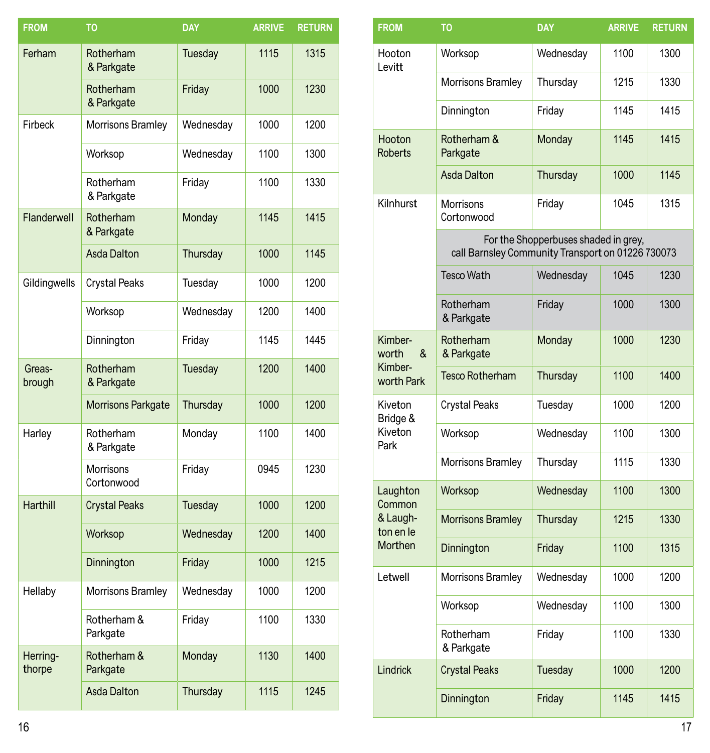| FROM | TO | DAY | ARRIVE | RETURN |
|---|---|---|---|---|
| Ferham | Rotherham & Parkgate | Tuesday | 1115 | 1315 |
| | Rotherham & Parkgate | Friday | 1000 | 1230 |
| Firbeck | Morrisons Bramley | Wednesday | 1000 | 1200 |
| | Worksop | Wednesday | 1100 | 1300 |
| | Rotherham & Parkgate | Friday | 1100 | 1330 |
| Flanderwell | Rotherham & Parkgate | Monday | 1145 | 1415 |
| | Asda Dalton | Thursday | 1000 | 1145 |
| Gildingwells | Crystal Peaks | Tuesday | 1000 | 1200 |
| | Worksop | Wednesday | 1200 | 1400 |
| | Dinnington | Friday | 1145 | 1445 |
| Greasbrough | Rotherham & Parkgate | Tuesday | 1200 | 1400 |
| | Morrisons Parkgate | Thursday | 1000 | 1200 |
| Harley | Rotherham & Parkgate | Monday | 1100 | 1400 |
| | Morrisons Cortonwood | Friday | 0945 | 1230 |
| Harthill | Crystal Peaks | Tuesday | 1000 | 1200 |
| | Worksop | Wednesday | 1200 | 1400 |
| | Dinnington | Friday | 1000 | 1215 |
| Hellaby | Morrisons Bramley | Wednesday | 1000 | 1200 |
| | Rotherham & Parkgate | Friday | 1100 | 1330 |
| Herringthorpe | Rotherham & Parkgate | Monday | 1130 | 1400 |
| | Asda Dalton | Thursday | 1115 | 1245 |

| FROM | TO | DAY | ARRIVE | RETURN |
|---|---|---|---|---|
| Hooton Levitt | Worksop | Wednesday | 1100 | 1300 |
| | Morrisons Bramley | Thursday | 1215 | 1330 |
| | Dinnington | Friday | 1145 | 1415 |
| Hooton Roberts | Rotherham & Parkgate | Monday | 1145 | 1415 |
| | Asda Dalton | Thursday | 1000 | 1145 |
| Kilnhurst | Morrisons Cortonwood | Friday | 1045 | 1315 |
| | For the Shopperbuses shaded in grey, call Barnsley Community Transport on 01226 730073 | | | |
| | Tesco Wath | Wednesday | 1045 | 1230 |
| | Rotherham & Parkgate | Friday | 1000 | 1300 |
| Kimberworth & Kimberworth Park | Rotherham & Parkgate | Monday | 1000 | 1230 |
| | Tesco Rotherham | Thursday | 1100 | 1400 |
| Kiveton Bridge & Kiveton Park | Crystal Peaks | Tuesday | 1000 | 1200 |
| | Worksop | Wednesday | 1100 | 1300 |
| | Morrisons Bramley | Thursday | 1115 | 1330 |
| Laughton Common & Laughton en le Morthen | Worksop | Wednesday | 1100 | 1300 |
| | Morrisons Bramley | Thursday | 1215 | 1330 |
| | Dinnington | Friday | 1100 | 1315 |
| Letwell | Morrisons Bramley | Wednesday | 1000 | 1200 |
| | Worksop | Wednesday | 1100 | 1300 |
| | Rotherham & Parkgate | Friday | 1100 | 1330 |
| Lindrick | Crystal Peaks | Tuesday | 1000 | 1200 |
| | Dinnington | Friday | 1145 | 1415 |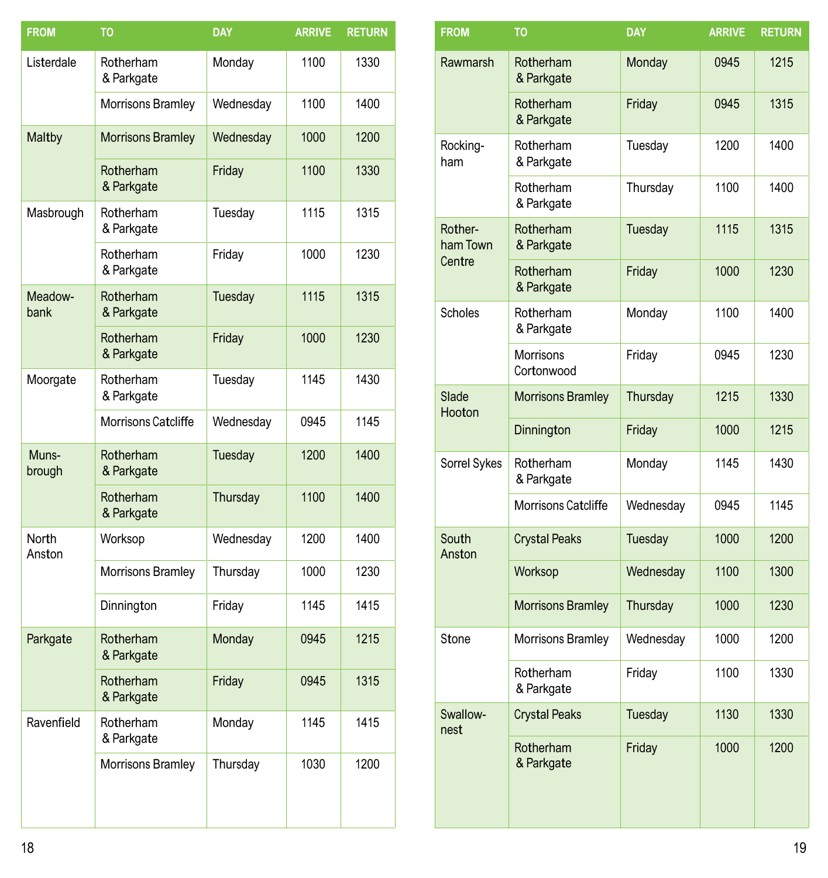| FROM | TO | DAY | ARRIVE | RETURN |
|---|---|---|---|---|
| Listerdale | Rotherham & Parkgate | Monday | 1100 | 1330 |
| | Morrisons Bramley | Wednesday | 1100 | 1400 |
| Maltby | Morrisons Bramley | Wednesday | 1000 | 1200 |
| | Rotherham & Parkgate | Friday | 1100 | 1330 |
| Masbrough | Rotherham & Parkgate | Tuesday | 1115 | 1315 |
| | Rotherham & Parkgate | Friday | 1000 | 1230 |
| Meadowbank | Rotherham & Parkgate | Tuesday | 1115 | 1315 |
| | Rotherham & Parkgate | Friday | 1000 | 1230 |
| Moorgate | Rotherham & Parkgate | Tuesday | 1145 | 1430 |
| | Morrisons Catcliffe | Wednesday | 0945 | 1145 |
| Munsbrough | Rotherham & Parkgate | Tuesday | 1200 | 1400 |
| | Rotherham & Parkgate | Thursday | 1100 | 1400 |
| North Anston | Worksop | Wednesday | 1200 | 1400 |
| | Morrisons Bramley | Thursday | 1000 | 1230 |
| | Dinnington | Friday | 1145 | 1415 |
| Parkgate | Rotherham & Parkgate | Monday | 0945 | 1215 |
| | Rotherham & Parkgate | Friday | 0945 | 1315 |
| Ravenfield | Rotherham & Parkgate | Monday | 1145 | 1415 |
| | Morrisons Bramley | Thursday | 1030 | 1200 |

| FROM | TO | DAY | ARRIVE | RETURN |
|---|---|---|---|---|
| Rawmarsh | Rotherham & Parkgate | Monday | 0945 | 1215 |
| | Rotherham & Parkgate | Friday | 0945 | 1315 |
| Rockingham | Rotherham & Parkgate | Tuesday | 1200 | 1400 |
| | Rotherham & Parkgate | Thursday | 1100 | 1400 |
| Rotherham Town Centre | Rotherham & Parkgate | Tuesday | 1115 | 1315 |
| | Rotherham & Parkgate | Friday | 1000 | 1230 |
| Scholes | Rotherham & Parkgate | Monday | 1100 | 1400 |
| | Morrisons Cortonwood | Friday | 0945 | 1230 |
| Slade Hooton | Morrisons Bramley | Thursday | 1215 | 1330 |
| | Dinnington | Friday | 1000 | 1215 |
| Sorrel Sykes | Rotherham & Parkgate | Monday | 1145 | 1430 |
| | Morrisons Catcliffe | Wednesday | 0945 | 1145 |
| South Anston | Crystal Peaks | Tuesday | 1000 | 1200 |
| | Worksop | Wednesday | 1100 | 1300 |
| | Morrisons Bramley | Thursday | 1000 | 1230 |
| Stone | Morrisons Bramley | Wednesday | 1000 | 1200 |
| | Rotherham & Parkgate | Friday | 1100 | 1330 |
| Swallownest | Crystal Peaks | Tuesday | 1130 | 1330 |
| | Rotherham & Parkgate | Friday | 1000 | 1200 |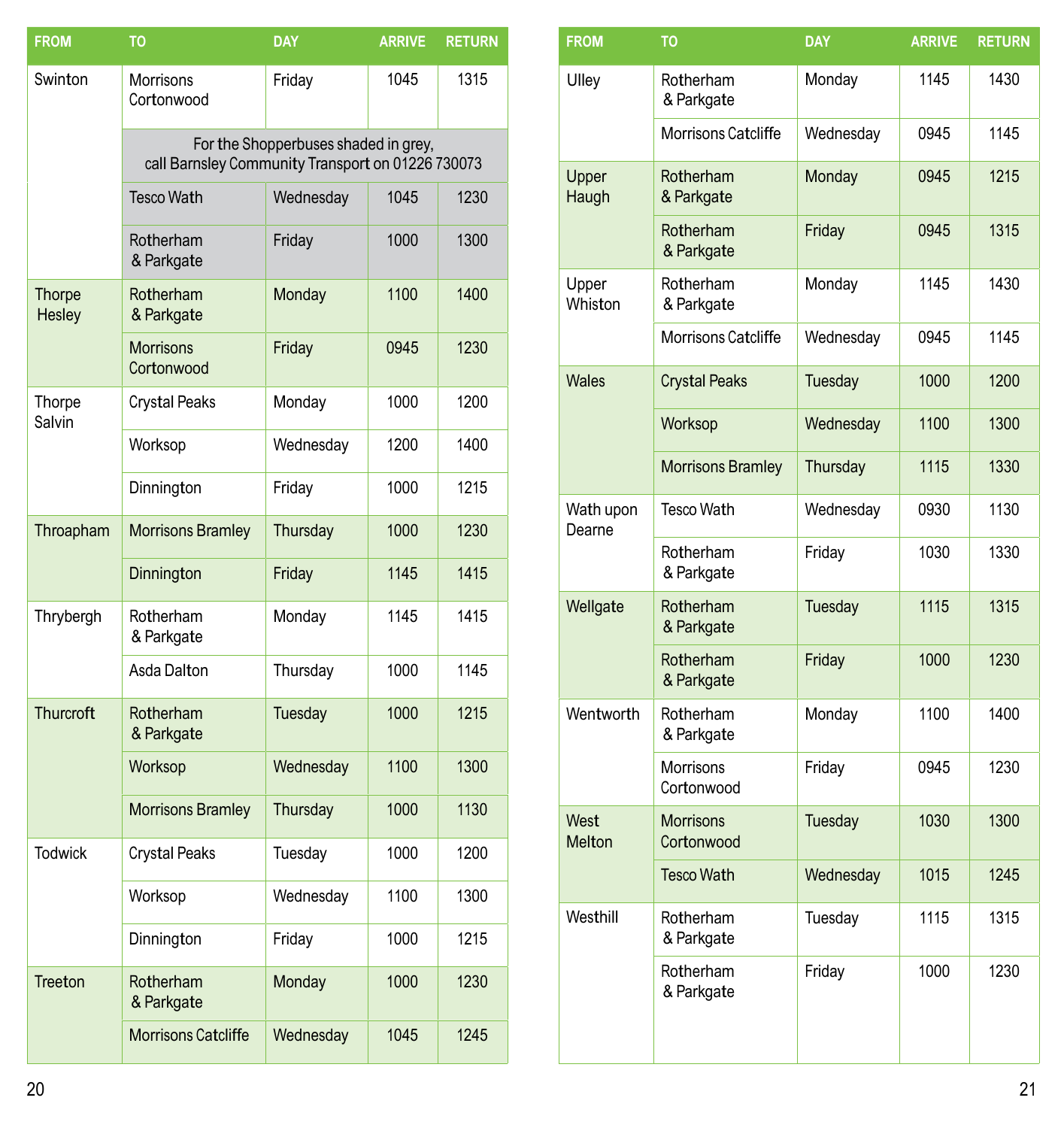| FROM | TO | DAY | ARRIVE | RETURN |
|---|---|---|---|---|
| Swinton | Morrisons Cortonwood | Friday | 1045 | 1315 |
| | For the Shopperbuses shaded in grey, call Barnsley Community Transport on 01226 730073 | | | |
| | Tesco Wath | Wednesday | 1045 | 1230 |
| | Rotherham & Parkgate | Friday | 1000 | 1300 |
| Thorpe Hesley | Rotherham & Parkgate | Monday | 1100 | 1400 |
| | Morrisons Cortonwood | Friday | 0945 | 1230 |
| Thorpe Salvin | Crystal Peaks | Monday | 1000 | 1200 |
| | Worksop | Wednesday | 1200 | 1400 |
| | Dinnington | Friday | 1000 | 1215 |
| Throapham | Morrisons Bramley | Thursday | 1000 | 1230 |
| | Dinnington | Friday | 1145 | 1415 |
| Thrybergh | Rotherham & Parkgate | Monday | 1145 | 1415 |
| | Asda Dalton | Thursday | 1000 | 1145 |
| Thurcroft | Rotherham & Parkgate | Tuesday | 1000 | 1215 |
| | Worksop | Wednesday | 1100 | 1300 |
| | Morrisons Bramley | Thursday | 1000 | 1130 |
| Todwick | Crystal Peaks | Tuesday | 1000 | 1200 |
| | Worksop | Wednesday | 1100 | 1300 |
| | Dinnington | Friday | 1000 | 1215 |
| Treeton | Rotherham & Parkgate | Monday | 1000 | 1230 |
| | Morrisons Catcliffe | Wednesday | 1045 | 1245 |

| FROM | TO | DAY | ARRIVE | RETURN |
|---|---|---|---|---|
| Ulley | Rotherham & Parkgate | Monday | 1145 | 1430 |
| | Morrisons Catcliffe | Wednesday | 0945 | 1145 |
| Upper Haugh | Rotherham & Parkgate | Monday | 0945 | 1215 |
| | Rotherham & Parkgate | Friday | 0945 | 1315 |
| Upper Whiston | Rotherham & Parkgate | Monday | 1145 | 1430 |
| | Morrisons Catcliffe | Wednesday | 0945 | 1145 |
| Wales | Crystal Peaks | Tuesday | 1000 | 1200 |
| | Worksop | Wednesday | 1100 | 1300 |
| | Morrisons Bramley | Thursday | 1115 | 1330 |
| Wath upon Dearne | Tesco Wath | Wednesday | 0930 | 1130 |
| | Rotherham & Parkgate | Friday | 1030 | 1330 |
| Wellgate | Rotherham & Parkgate | Tuesday | 1115 | 1315 |
| | Rotherham & Parkgate | Friday | 1000 | 1230 |
| Wentworth | Rotherham & Parkgate | Monday | 1100 | 1400 |
| | Morrisons Cortonwood | Friday | 0945 | 1230 |
| West Melton | Morrisons Cortonwood | Tuesday | 1030 | 1300 |
| | Tesco Wath | Wednesday | 1015 | 1245 |
| Westhill | Rotherham & Parkgate | Tuesday | 1115 | 1315 |
| | Rotherham & Parkgate | Friday | 1000 | 1230 |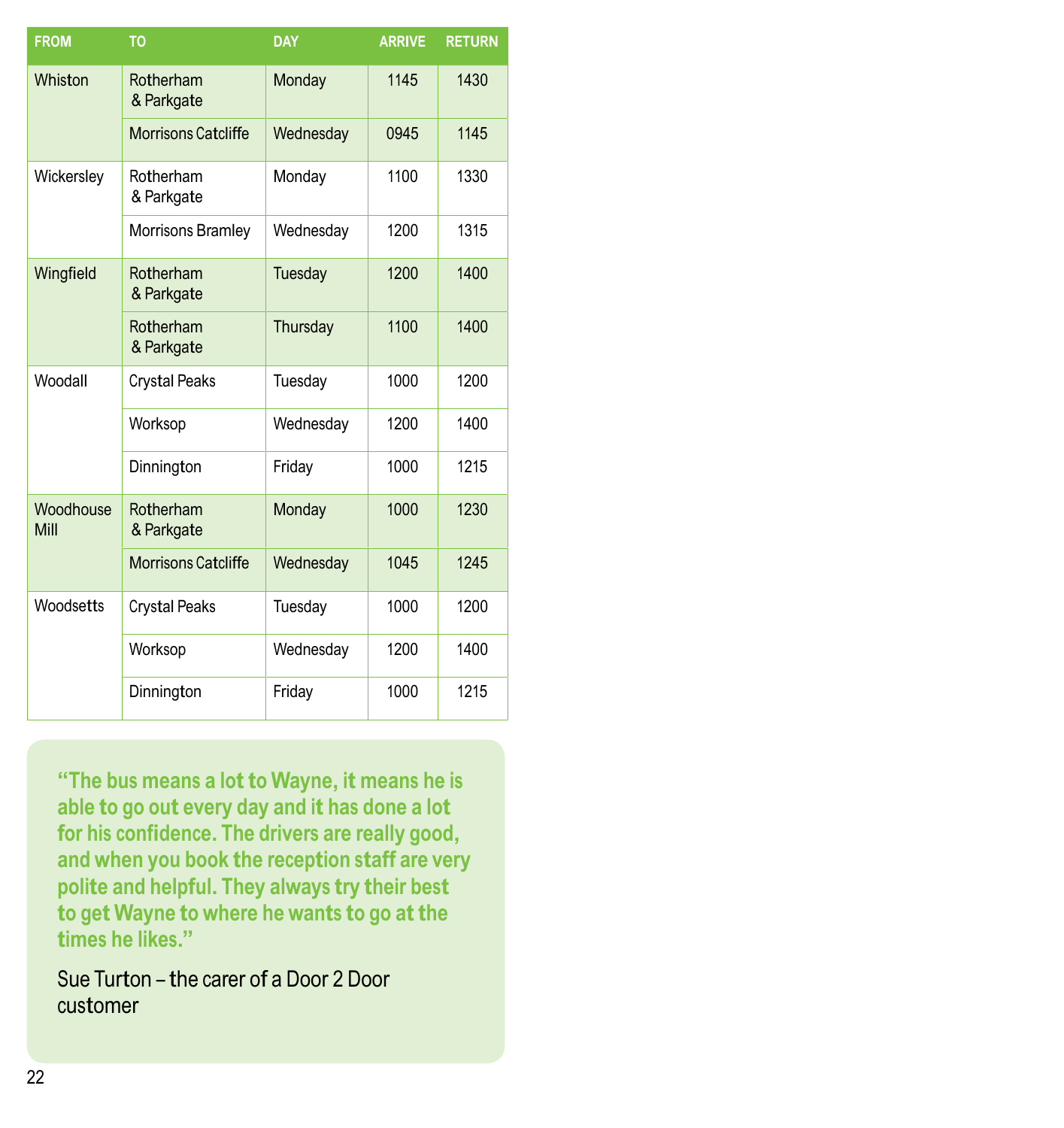| FROM | TO | DAY | ARRIVE | RETURN |
| --- | --- | --- | --- | --- |
| Whiston | Rotherham & Parkgate | Monday | 1145 | 1430 |
| | Morrisons Catcliffe | Wednesday | 0945 | 1145 |
| Wickersley | Rotherham & Parkgate | Monday | 1100 | 1330 |
| | Morrisons Bramley | Wednesday | 1200 | 1315 |
| Wingfield | Rotherham & Parkgate | Tuesday | 1200 | 1400 |
| | Rotherham & Parkgate | Thursday | 1100 | 1400 |
| Woodall | Crystal Peaks | Tuesday | 1000 | 1200 |
| | Worksop | Wednesday | 1200 | 1400 |
| | Dinnington | Friday | 1000 | 1215 |
| Woodhouse Mill | Rotherham & Parkgate | Monday | 1000 | 1230 |
| | Morrisons Catcliffe | Wednesday | 1045 | 1245 |
| Woodsetts | Crystal Peaks | Tuesday | 1000 | 1200 |
| | Worksop | Wednesday | 1200 | 1400 |
| | Dinnington | Friday | 1000 | 1215 |

**"The bus means a lot to Wayne, it means he is able to go out every day and it has done a lot for his confidence. The drivers are really good, and when you book the reception staff are very polite and helpful. They always try their best to get Wayne to where he wants to go at the times he likes."**

Sue Turton – the carer of a Door 2 Door customer